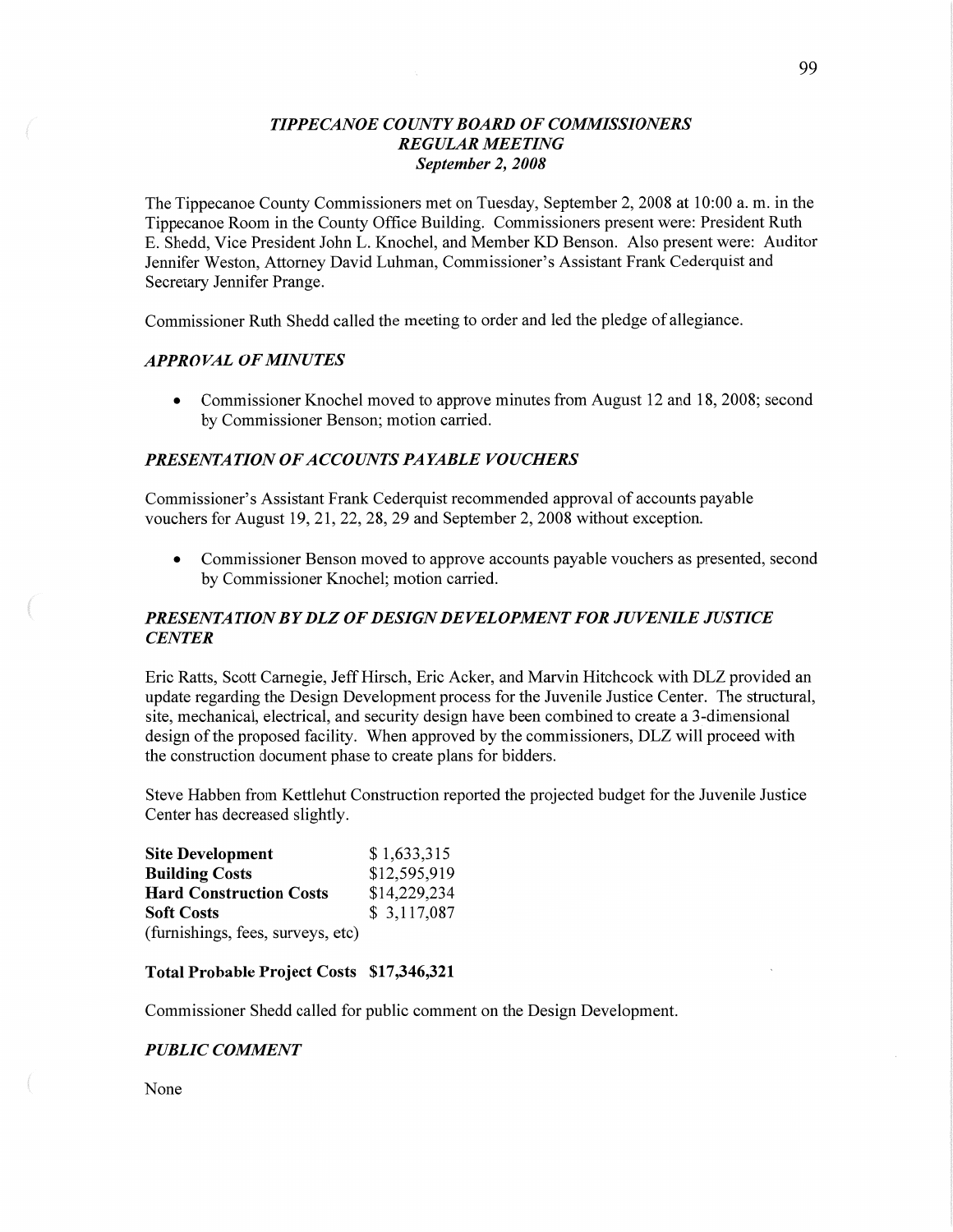# *TIPPECANOE COUNTY BOARD OF COMMISSIONERS*
## *REGULAR MEETING*
### *September 2, 2008*

The Tippecanoe County Commissioners met on Tuesday, September 2, 2008 at 10:00 a. m. in the Tippecanoe Room in the County Office Building. Commissioners present were: President Ruth E. Shedd, Vice President John L. Knochel, and Member KD Benson. Also present were: Auditor Jennifer Weston, Attorney David Luhman, Commissioner's Assistant Frank Cederquist and Secretary Jennifer Prange.

Commissioner Ruth Shedd called the meeting to order and led the pledge of allegiance.

### *APPROVAL OF MINUTES*

- Commissioner Knochel moved to approve minutes from August 12 and 18, 2008; second by Commissioner Benson; motion carried.

### *PRESENTATION OF ACCOUNTS PAYABLE VOUCHERS*

Commissioner's Assistant Frank Cederquist recommended approval of accounts payable vouchers for August 19, 21, 22, 28, 29 and September 2, 2008 without exception.

- Commissioner Benson moved to approve accounts payable vouchers as presented, second by Commissioner Knochel; motion carried.

### *PRESENTATION BY DLZ OF DESIGN DEVELOPMENT FOR JUVENILE JUSTICE CENTER*

Eric Ratts, Scott Carnegie, Jeff Hirsch, Eric Acker, and Marvin Hitchcock with DLZ provided an update regarding the Design Development process for the Juvenile Justice Center. The structural, site, mechanical, electrical, and security design have been combined to create a 3-dimensional design of the proposed facility. When approved by the commissioners, DLZ will proceed with the construction document phase to create plans for bidders.

Steve Habben from Kettlehut Construction reported the projected budget for the Juvenile Justice Center has decreased slightly.

| | |
|---|---|
| **Site Development** | $ 1,633,315 |
| **Building Costs** | $12,595,919 |
| **Hard Construction Costs** | $14,229,234 |
| **Soft Costs** (furnishings, fees, surveys, etc) | $ 3,117,087 |

**Total Probable Project Costs $17,346,321**

Commissioner Shedd called for public comment on the Design Development.

### *PUBLIC COMMENT*

None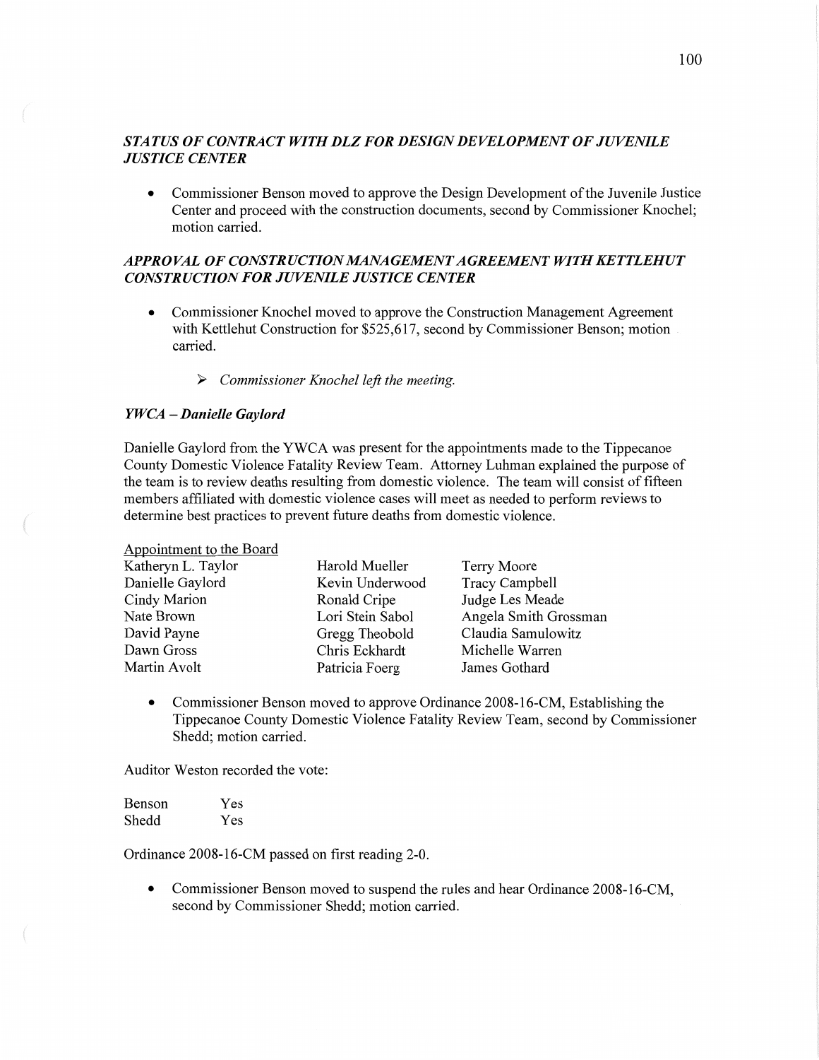***STATUS OF CONTRACT WITH DLZ FOR DESIGN DEVELOPMENT OF JUVENILE JUSTICE CENTER***

- Commissioner Benson moved to approve the Design Development of the Juvenile Justice Center and proceed with the construction documents, second by Commissioner Knochel; motion carried.

***APPROVAL OF CONSTRUCTION MANAGEMENT AGREEMENT WITH KETTLEHUT CONSTRUCTION FOR JUVENILE JUSTICE CENTER***

- Commissioner Knochel moved to approve the Construction Management Agreement with Kettlehut Construction for $525,617, second by Commissioner Benson; motion carried.

    - *Commissioner Knochel left the meeting.*

***YWCA – Danielle Gaylord***

Danielle Gaylord from the YWCA was present for the appointments made to the Tippecanoe County Domestic Violence Fatality Review Team. Attorney Luhman explained the purpose of the team is to review deaths resulting from domestic violence. The team will consist of fifteen members affiliated with domestic violence cases will meet as needed to perform reviews to determine best practices to prevent future deaths from domestic violence.

Appointment to the Board

| | | |
|---|---|---|
| Katheryn L. Taylor | Harold Mueller | Terry Moore |
| Danielle Gaylord | Kevin Underwood | Tracy Campbell |
| Cindy Marion | Ronald Cripe | Judge Les Meade |
| Nate Brown | Lori Stein Sabol | Angela Smith Grossman |
| David Payne | Gregg Theobold | Claudia Samulowitz |
| Dawn Gross | Chris Eckhardt | Michelle Warren |
| Martin Avolt | Patricia Foerg | James Gothard |

- Commissioner Benson moved to approve Ordinance 2008-16-CM, Establishing the Tippecanoe County Domestic Violence Fatality Review Team, second by Commissioner Shedd; motion carried.

Auditor Weston recorded the vote:

| | |
|---|---|
| Benson | Yes |
| Shedd | Yes |

Ordinance 2008-16-CM passed on first reading 2-0.

- Commissioner Benson moved to suspend the rules and hear Ordinance 2008-16-CM, second by Commissioner Shedd; motion carried.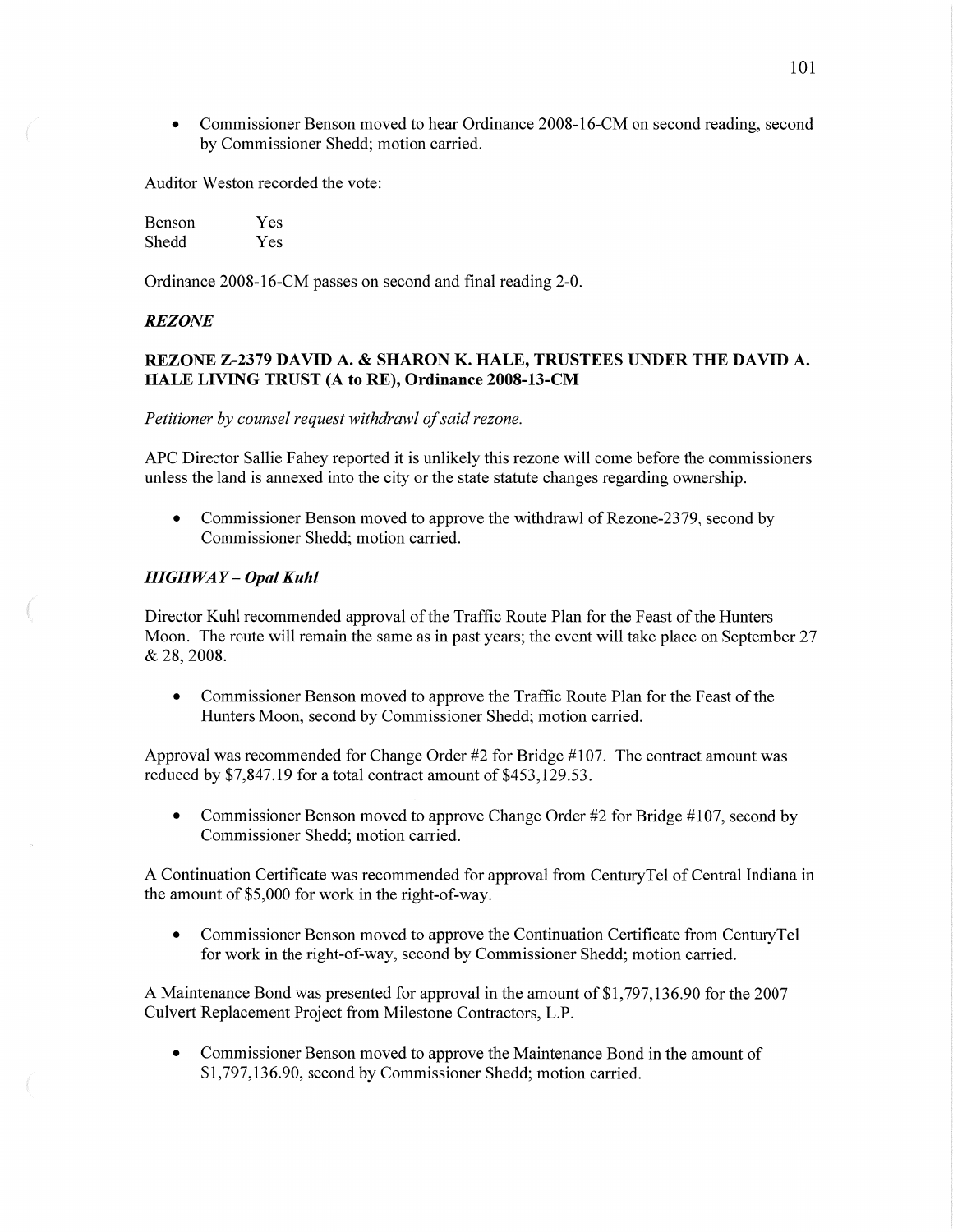- Commissioner Benson moved to hear Ordinance 2008-16-CM on second reading, second by Commissioner Shedd; motion carried.

Auditor Weston recorded the vote:

| | |
|---|---|
| Benson | Yes |
| Shedd | Yes |

Ordinance 2008-16-CM passes on second and final reading 2-0.

***REZONE***

**REZONE Z-2379 DAVID A. & SHARON K. HALE, TRUSTEES UNDER THE DAVID A. HALE LIVING TRUST (A to RE), Ordinance 2008-13-CM**

*Petitioner by counsel request withdrawl of said rezone.*

APC Director Sallie Fahey reported it is unlikely this rezone will come before the commissioners unless the land is annexed into the city or the state statute changes regarding ownership.

- Commissioner Benson moved to approve the withdrawl of Rezone-2379, second by Commissioner Shedd; motion carried.

***HIGHWAY – Opal Kuhl***

Director Kuhl recommended approval of the Traffic Route Plan for the Feast of the Hunters Moon. The route will remain the same as in past years; the event will take place on September 27 & 28, 2008.

- Commissioner Benson moved to approve the Traffic Route Plan for the Feast of the Hunters Moon, second by Commissioner Shedd; motion carried.

Approval was recommended for Change Order #2 for Bridge #107. The contract amount was reduced by $7,847.19 for a total contract amount of $453,129.53.

- Commissioner Benson moved to approve Change Order #2 for Bridge #107, second by Commissioner Shedd; motion carried.

A Continuation Certificate was recommended for approval from CenturyTel of Central Indiana in the amount of $5,000 for work in the right-of-way.

- Commissioner Benson moved to approve the Continuation Certificate from CenturyTel for work in the right-of-way, second by Commissioner Shedd; motion carried.

A Maintenance Bond was presented for approval in the amount of $1,797,136.90 for the 2007 Culvert Replacement Project from Milestone Contractors, L.P.

- Commissioner Benson moved to approve the Maintenance Bond in the amount of $1,797,136.90, second by Commissioner Shedd; motion carried.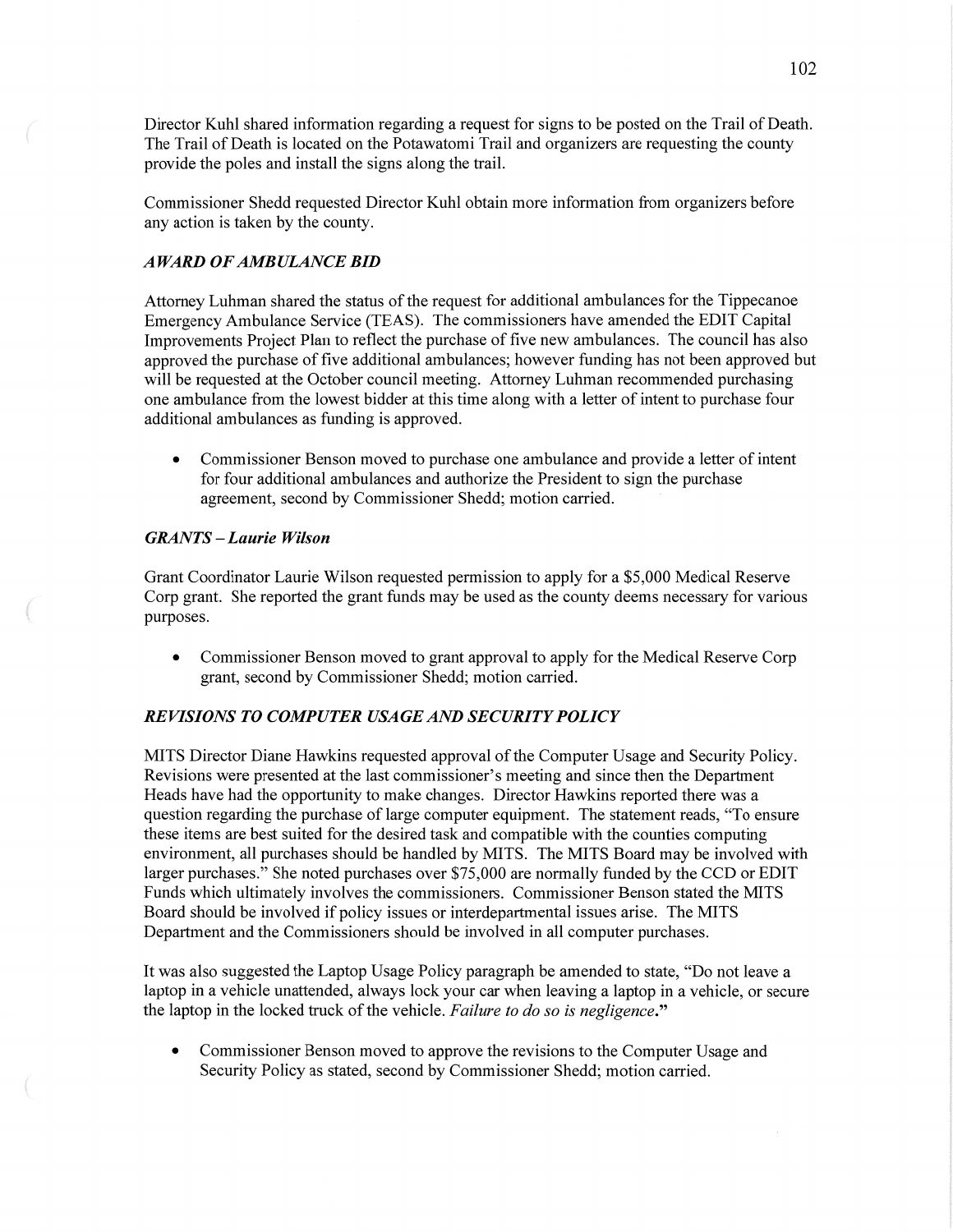Director Kuhl shared information regarding a request for signs to be posted on the Trail of Death. The Trail of Death is located on the Potawatomi Trail and organizers are requesting the county provide the poles and install the signs along the trail.

Commissioner Shedd requested Director Kuhl obtain more information from organizers before any action is taken by the county.

### *AWARD OF AMBULANCE BID*

Attorney Luhman shared the status of the request for additional ambulances for the Tippecanoe Emergency Ambulance Service (TEAS). The commissioners have amended the EDIT Capital Improvements Project Plan to reflect the purchase of five new ambulances. The council has also approved the purchase of five additional ambulances; however funding has not been approved but will be requested at the October council meeting. Attorney Luhman recommended purchasing one ambulance from the lowest bidder at this time along with a letter of intent to purchase four additional ambulances as funding is approved.

- Commissioner Benson moved to purchase one ambulance and provide a letter of intent for four additional ambulances and authorize the President to sign the purchase agreement, second by Commissioner Shedd; motion carried.

### *GRANTS – Laurie Wilson*

Grant Coordinator Laurie Wilson requested permission to apply for a $5,000 Medical Reserve Corp grant. She reported the grant funds may be used as the county deems necessary for various purposes.

- Commissioner Benson moved to grant approval to apply for the Medical Reserve Corp grant, second by Commissioner Shedd; motion carried.

### *REVISIONS TO COMPUTER USAGE AND SECURITY POLICY*

MITS Director Diane Hawkins requested approval of the Computer Usage and Security Policy. Revisions were presented at the last commissioner's meeting and since then the Department Heads have had the opportunity to make changes. Director Hawkins reported there was a question regarding the purchase of large computer equipment. The statement reads, "To ensure these items are best suited for the desired task and compatible with the counties computing environment, all purchases should be handled by MITS. The MITS Board may be involved with larger purchases." She noted purchases over $75,000 are normally funded by the CCD or EDIT Funds which ultimately involves the commissioners. Commissioner Benson stated the MITS Board should be involved if policy issues or interdepartmental issues arise. The MITS Department and the Commissioners should be involved in all computer purchases.

It was also suggested the Laptop Usage Policy paragraph be amended to state, "Do not leave a laptop in a vehicle unattended, always lock your car when leaving a laptop in a vehicle, or secure the laptop in the locked truck of the vehicle. *Failure to do so is negligence*."

- Commissioner Benson moved to approve the revisions to the Computer Usage and Security Policy as stated, second by Commissioner Shedd; motion carried.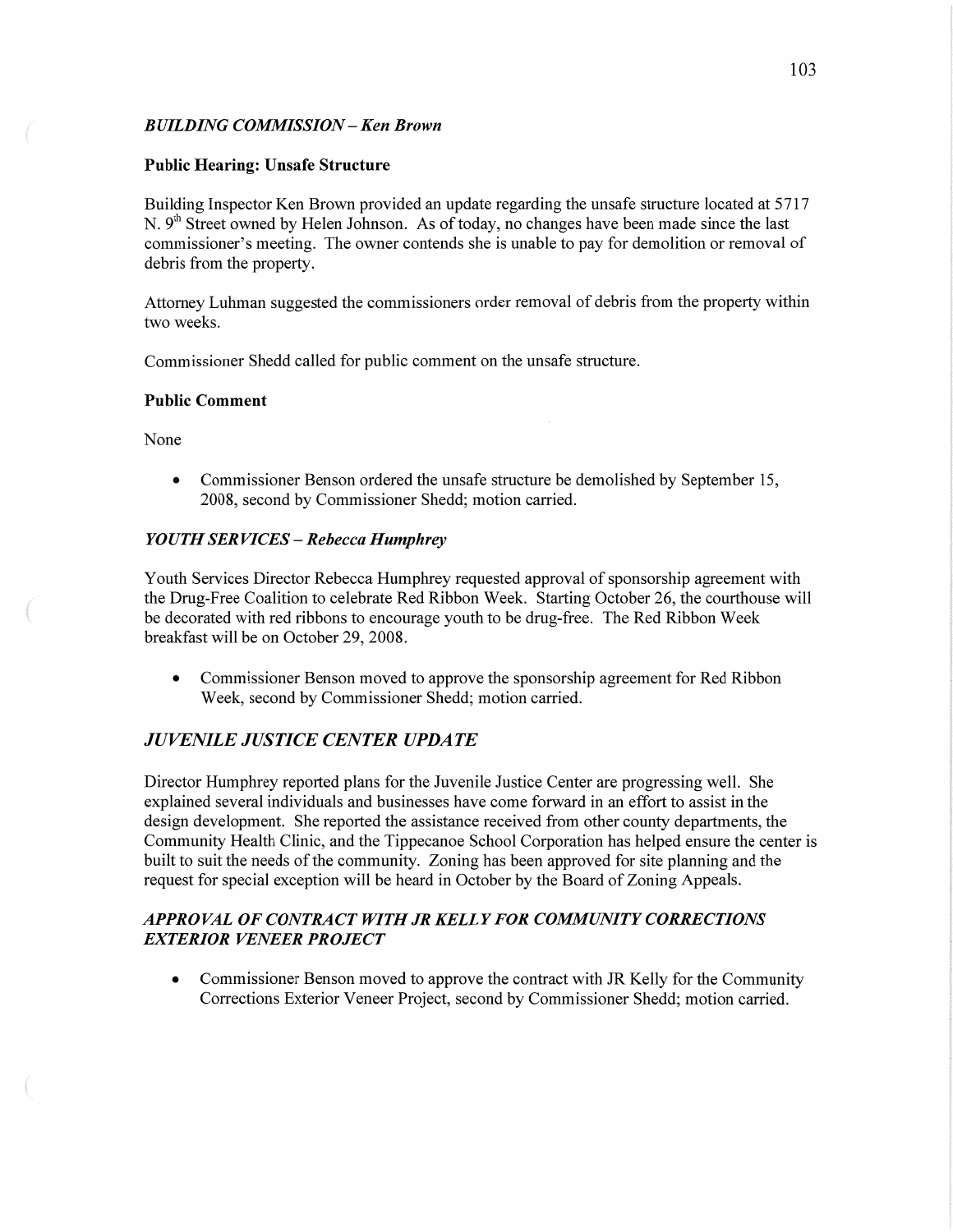### *BUILDING COMMISSION – Ken Brown*

**Public Hearing: Unsafe Structure**

Building Inspector Ken Brown provided an update regarding the unsafe structure located at 5717 N. 9th Street owned by Helen Johnson. As of today, no changes have been made since the last commissioner's meeting. The owner contends she is unable to pay for demolition or removal of debris from the property.

Attorney Luhman suggested the commissioners order removal of debris from the property within two weeks.

Commissioner Shedd called for public comment on the unsafe structure.

**Public Comment**

None

- Commissioner Benson ordered the unsafe structure be demolished by September 15, 2008, second by Commissioner Shedd; motion carried.

### *YOUTH SERVICES – Rebecca Humphrey*

Youth Services Director Rebecca Humphrey requested approval of sponsorship agreement with the Drug-Free Coalition to celebrate Red Ribbon Week. Starting October 26, the courthouse will be decorated with red ribbons to encourage youth to be drug-free. The Red Ribbon Week breakfast will be on October 29, 2008.

- Commissioner Benson moved to approve the sponsorship agreement for Red Ribbon Week, second by Commissioner Shedd; motion carried.

## *JUVENILE JUSTICE CENTER UPDATE*

Director Humphrey reported plans for the Juvenile Justice Center are progressing well. She explained several individuals and businesses have come forward in an effort to assist in the design development. She reported the assistance received from other county departments, the Community Health Clinic, and the Tippecanoe School Corporation has helped ensure the center is built to suit the needs of the community. Zoning has been approved for site planning and the request for special exception will be heard in October by the Board of Zoning Appeals.

## *APPROVAL OF CONTRACT WITH JR KELLY FOR COMMUNITY CORRECTIONS EXTERIOR VENEER PROJECT*

- Commissioner Benson moved to approve the contract with JR Kelly for the Community Corrections Exterior Veneer Project, second by Commissioner Shedd; motion carried.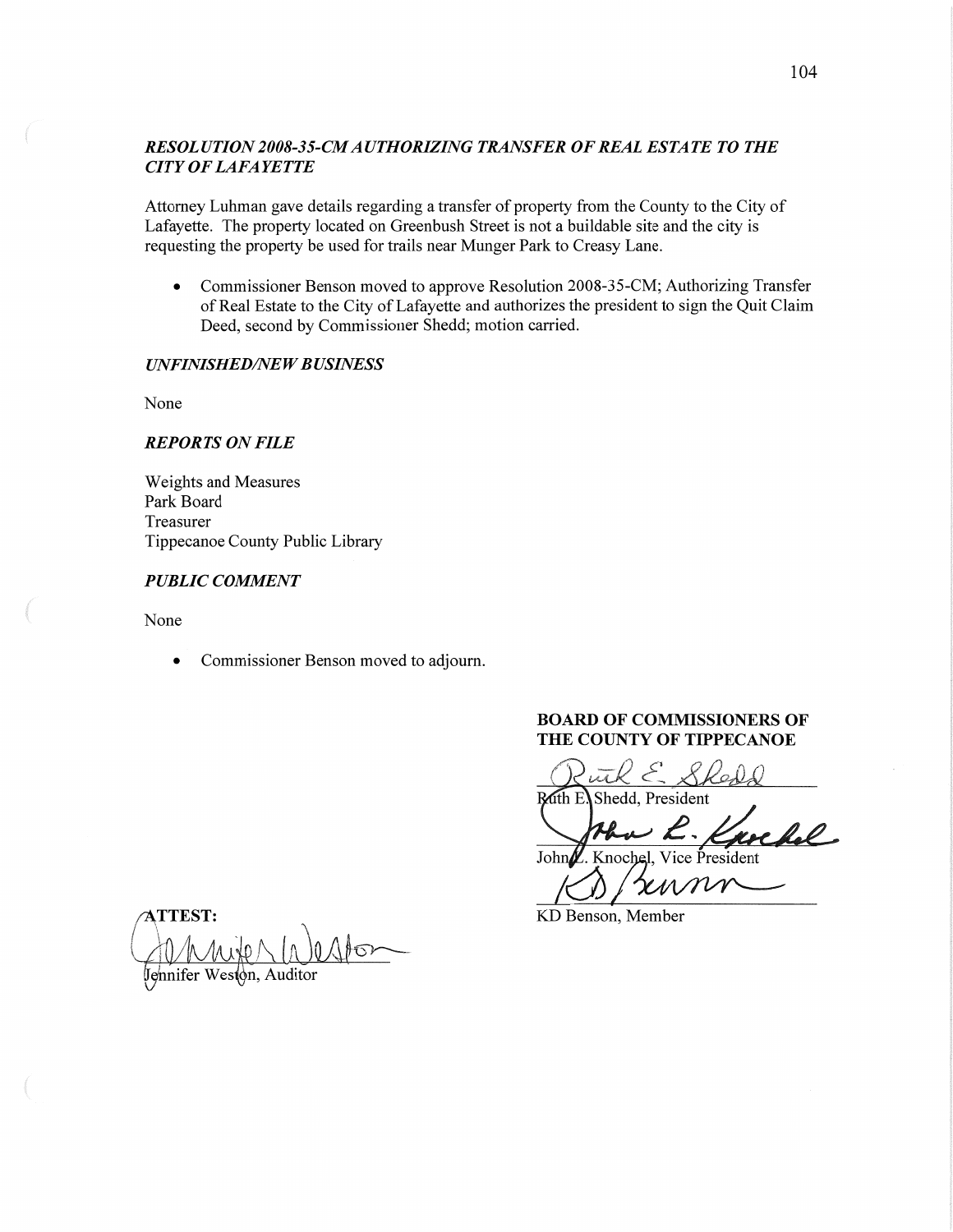## *RESOLUTION 2008-35-CM AUTHORIZING TRANSFER OF REAL ESTATE TO THE CITY OF LAFAYETTE*

Attorney Luhman gave details regarding a transfer of property from the County to the City of Lafayette. The property located on Greenbush Street is not a buildable site and the city is requesting the property be used for trails near Munger Park to Creasy Lane.

- Commissioner Benson moved to approve Resolution 2008-35-CM; Authorizing Transfer of Real Estate to the City of Lafayette and authorizes the president to sign the Quit Claim Deed, second by Commissioner Shedd; motion carried.

## *UNFINISHED/NEW BUSINESS*

None

## *REPORTS ON FILE*

Weights and Measures
Park Board
Treasurer
Tippecanoe County Public Library

## *PUBLIC COMMENT*

None

- Commissioner Benson moved to adjourn.

**BOARD OF COMMISSIONERS OF THE COUNTY OF TIPPECANOE**

Ruth E. Shedd, President

John L. Knochel, Vice President

KD Benson, Member

**ATTEST:**

Jennifer Weston, Auditor